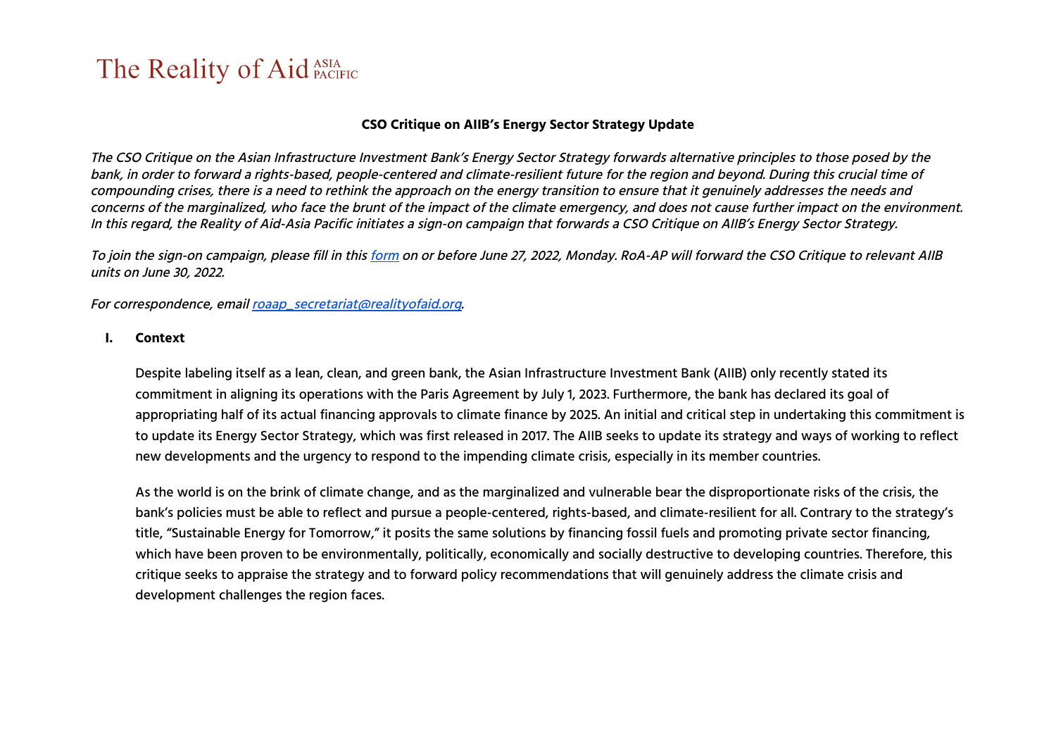The Reality of Aid ASIA PACIFIC

# CSO Critique on AIIB's Energy Sector Strategy Update

*The CSO Critique on the Asian Infrastructure Investment Bank's Energy Sector Strategy forwards alternative principles to those posed by the bank, in order to forward a rights-based, people-centered and climate-resilient future for the region and beyond. During this crucial time of compounding crises, there is a need to rethink the approach on the energy transition to ensure that it genuinely addresses the needs and concerns of the marginalized, who face the brunt of the impact of the climate emergency, and does not cause further impact on the environment. In this regard, the Reality of Aid-Asia Pacific initiates a sign-on campaign that forwards a CSO Critique on AIIB's Energy Sector Strategy.*

*To join the sign-on campaign, please fill in this form on or before June 27, 2022, Monday. RoA-AP will forward the CSO Critique to relevant AIIB units on June 30, 2022.*

*For correspondence, email roaap_secretariat@realityofaid.org.*

## I. Context

Despite labeling itself as a lean, clean, and green bank, the Asian Infrastructure Investment Bank (AIIB) only recently stated its commitment in aligning its operations with the Paris Agreement by July 1, 2023. Furthermore, the bank has declared its goal of appropriating half of its actual financing approvals to climate finance by 2025. An initial and critical step in undertaking this commitment is to update its Energy Sector Strategy, which was first released in 2017. The AIIB seeks to update its strategy and ways of working to reflect new developments and the urgency to respond to the impending climate crisis, especially in its member countries.

As the world is on the brink of climate change, and as the marginalized and vulnerable bear the disproportionate risks of the crisis, the bank's policies must be able to reflect and pursue a people-centered, rights-based, and climate-resilient for all. Contrary to the strategy's title, "Sustainable Energy for Tomorrow," it posits the same solutions by financing fossil fuels and promoting private sector financing, which have been proven to be environmentally, politically, economically and socially destructive to developing countries. Therefore, this critique seeks to appraise the strategy and to forward policy recommendations that will genuinely address the climate crisis and development challenges the region faces.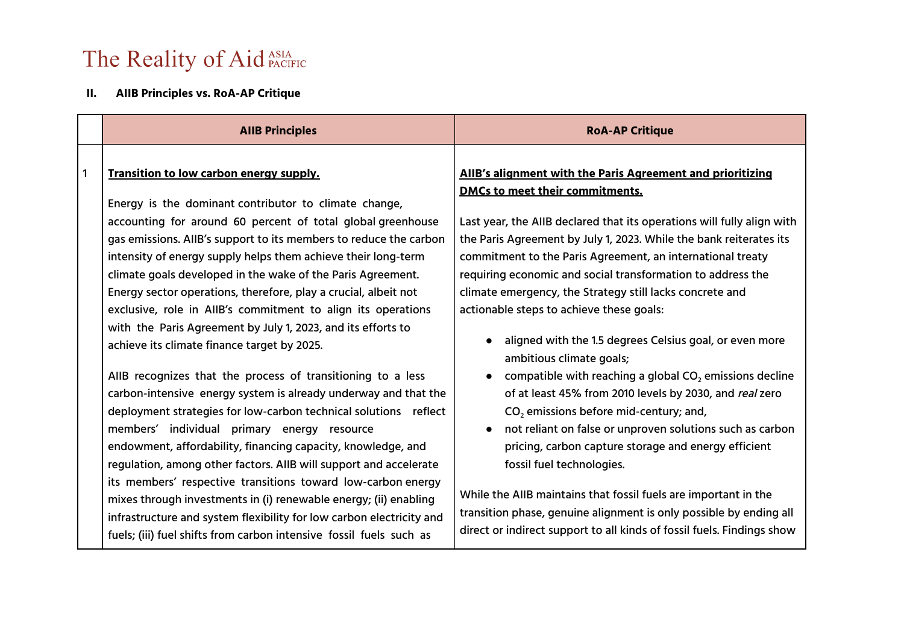## II. AIIB Principles vs. RoA-AP Critique

| | AIIB Principles | RoA-AP Critique |
|---|---|---|
| 1 | **<u>Transition to low carbon energy supply.</u>**<br><br>Energy is the dominant contributor to climate change, accounting for around 60 percent of total global greenhouse gas emissions. AIIB's support to its members to reduce the carbon intensity of energy supply helps them achieve their long-term climate goals developed in the wake of the Paris Agreement. Energy sector operations, therefore, play a crucial, albeit not exclusive, role in AIIB's commitment to align its operations with the Paris Agreement by July 1, 2023, and its efforts to achieve its climate finance target by 2025.<br><br>AIIB recognizes that the process of transitioning to a less carbon-intensive energy system is already underway and that the deployment strategies for low-carbon technical solutions reflect members' individual primary energy resource endowment, affordability, financing capacity, knowledge, and regulation, among other factors. AIIB will support and accelerate its members' respective transitions toward low-carbon energy mixes through investments in (i) renewable energy; (ii) enabling infrastructure and system flexibility for low carbon electricity and fuels; (iii) fuel shifts from carbon intensive fossil fuels such as | **<u>AIIB's alignment with the Paris Agreement and prioritizing DMCs to meet their commitments.</u>**<br><br>Last year, the AIIB declared that its operations will fully align with the Paris Agreement by July 1, 2023. While the bank reiterates its commitment to the Paris Agreement, an international treaty requiring economic and social transformation to address the climate emergency, the Strategy still lacks concrete and actionable steps to achieve these goals:<br><br>• aligned with the 1.5 degrees Celsius goal, or even more ambitious climate goals;<br>• compatible with reaching a global $CO_2$ emissions decline of at least 45% from 2010 levels by 2030, and *real* zero $CO_2$ emissions before mid-century; and,<br>• not reliant on false or unproven solutions such as carbon pricing, carbon capture storage and energy efficient fossil fuel technologies.<br><br>While the AIIB maintains that fossil fuels are important in the transition phase, genuine alignment is only possible by ending all direct or indirect support to all kinds of fossil fuels. Findings show |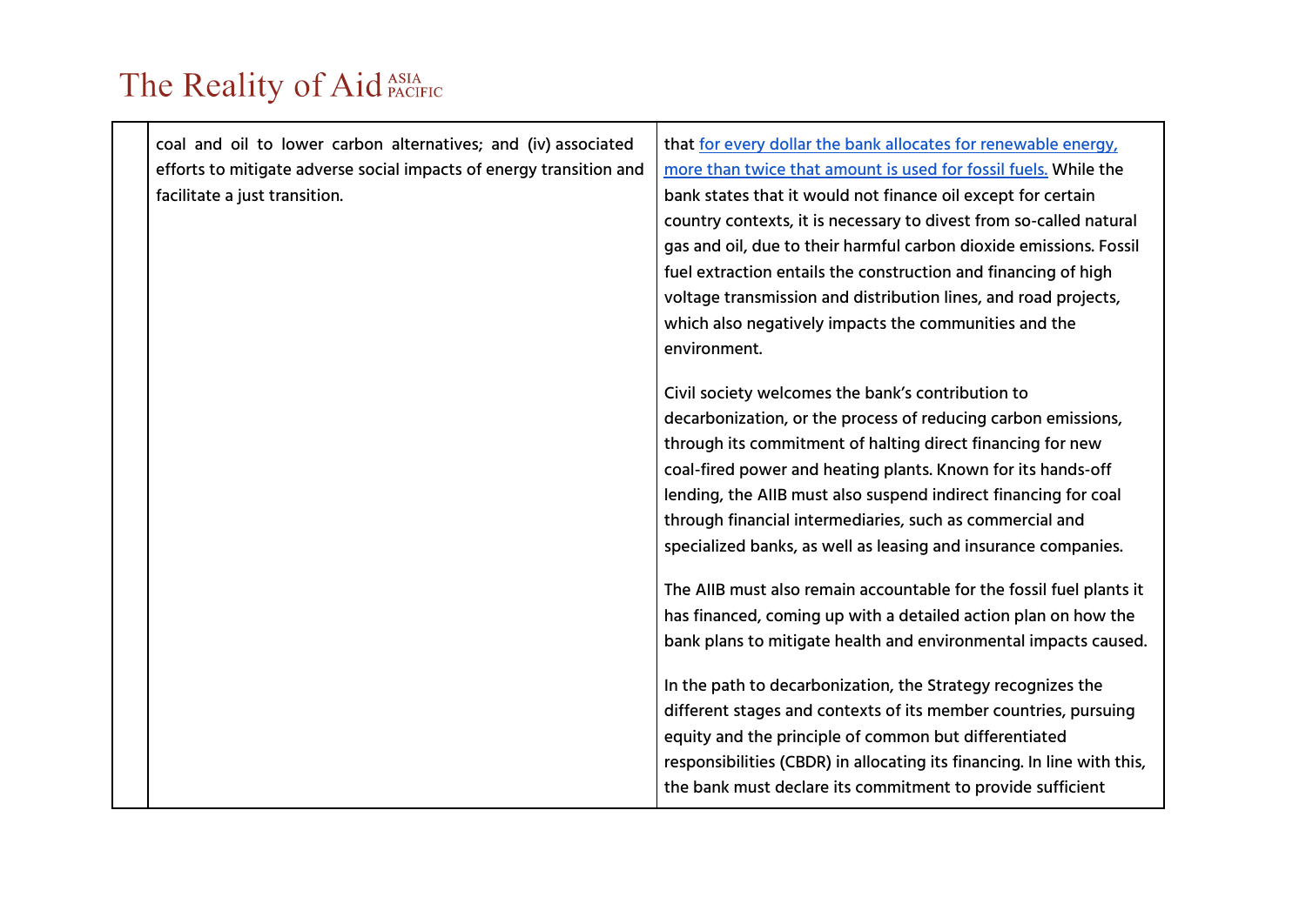| | | |
|---|---|---|
| | coal and oil to lower carbon alternatives; and (iv) associated efforts to mitigate adverse social impacts of energy transition and facilitate a just transition. | that for every dollar the bank allocates for renewable energy, more than twice that amount is used for fossil fuels. While the bank states that it would not finance oil except for certain country contexts, it is necessary to divest from so-called natural gas and oil, due to their harmful carbon dioxide emissions. Fossil fuel extraction entails the construction and financing of high voltage transmission and distribution lines, and road projects, which also negatively impacts the communities and the environment.<br><br>Civil society welcomes the bank's contribution to decarbonization, or the process of reducing carbon emissions, through its commitment of halting direct financing for new coal-fired power and heating plants. Known for its hands-off lending, the AIIB must also suspend indirect financing for coal through financial intermediaries, such as commercial and specialized banks, as well as leasing and insurance companies.<br><br>The AIIB must also remain accountable for the fossil fuel plants it has financed, coming up with a detailed action plan on how the bank plans to mitigate health and environmental impacts caused.<br><br>In the path to decarbonization, the Strategy recognizes the different stages and contexts of its member countries, pursuing equity and the principle of common but differentiated responsibilities (CBDR) in allocating its financing. In line with this, the bank must declare its commitment to provide sufficient |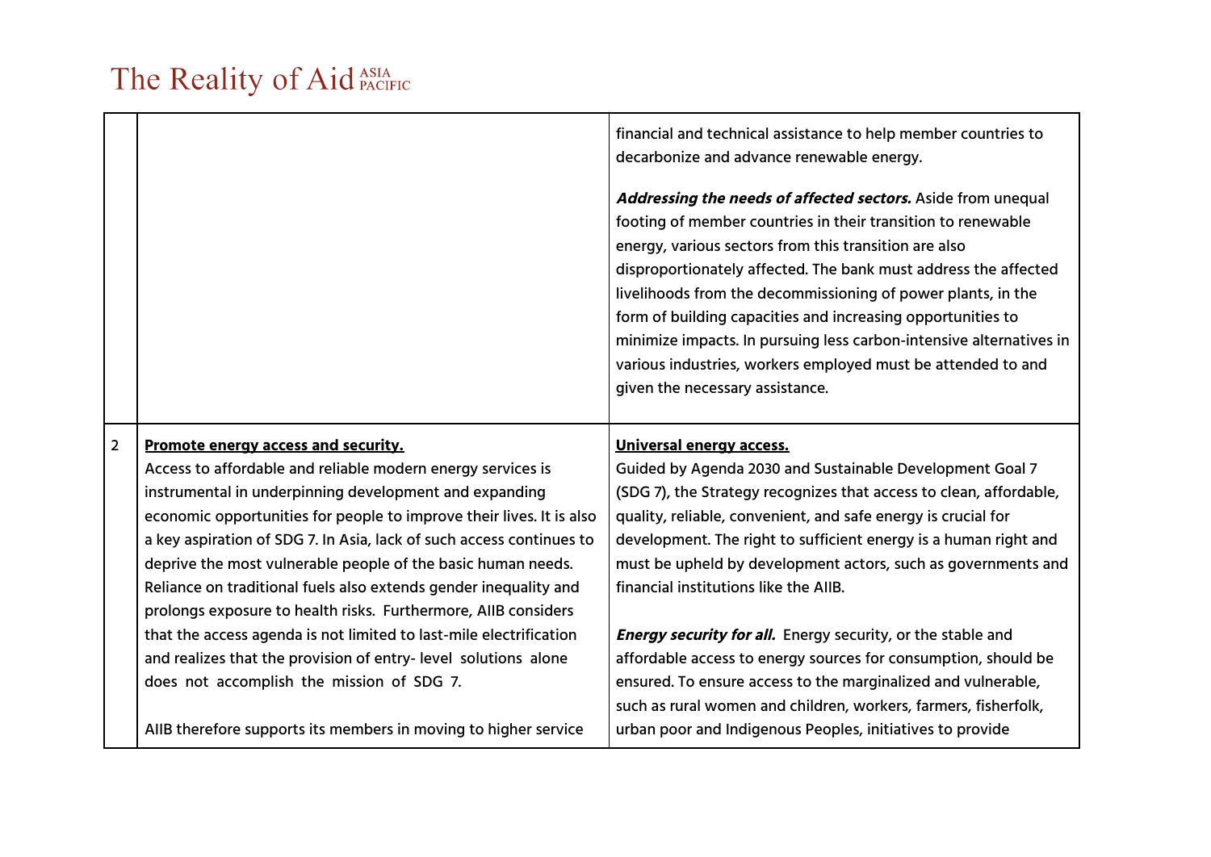| | | |
|---|---|---|
| | | financial and technical assistance to help member countries to decarbonize and advance renewable energy.<br><br>***Addressing the needs of affected sectors.*** Aside from unequal footing of member countries in their transition to renewable energy, various sectors from this transition are also disproportionately affected. The bank must address the affected livelihoods from the decommissioning of power plants, in the form of building capacities and increasing opportunities to minimize impacts. In pursuing less carbon-intensive alternatives in various industries, workers employed must be attended to and given the necessary assistance. |
| 2 | **Promote energy access and security.**<br>Access to affordable and reliable modern energy services is instrumental in underpinning development and expanding economic opportunities for people to improve their lives. It is also a key aspiration of SDG 7. In Asia, lack of such access continues to deprive the most vulnerable people of the basic human needs. Reliance on traditional fuels also extends gender inequality and prolongs exposure to health risks. Furthermore, AIIB considers that the access agenda is not limited to last-mile electrification and realizes that the provision of entry- level solutions alone does not accomplish the mission of SDG 7.<br><br>AIIB therefore supports its members in moving to higher service | **Universal energy access.**<br>Guided by Agenda 2030 and Sustainable Development Goal 7 (SDG 7), the Strategy recognizes that access to clean, affordable, quality, reliable, convenient, and safe energy is crucial for development. The right to sufficient energy is a human right and must be upheld by development actors, such as governments and financial institutions like the AIIB.<br><br>***Energy security for all.*** Energy security, or the stable and affordable access to energy sources for consumption, should be ensured. To ensure access to the marginalized and vulnerable, such as rural women and children, workers, farmers, fisherfolk, urban poor and Indigenous Peoples, initiatives to provide |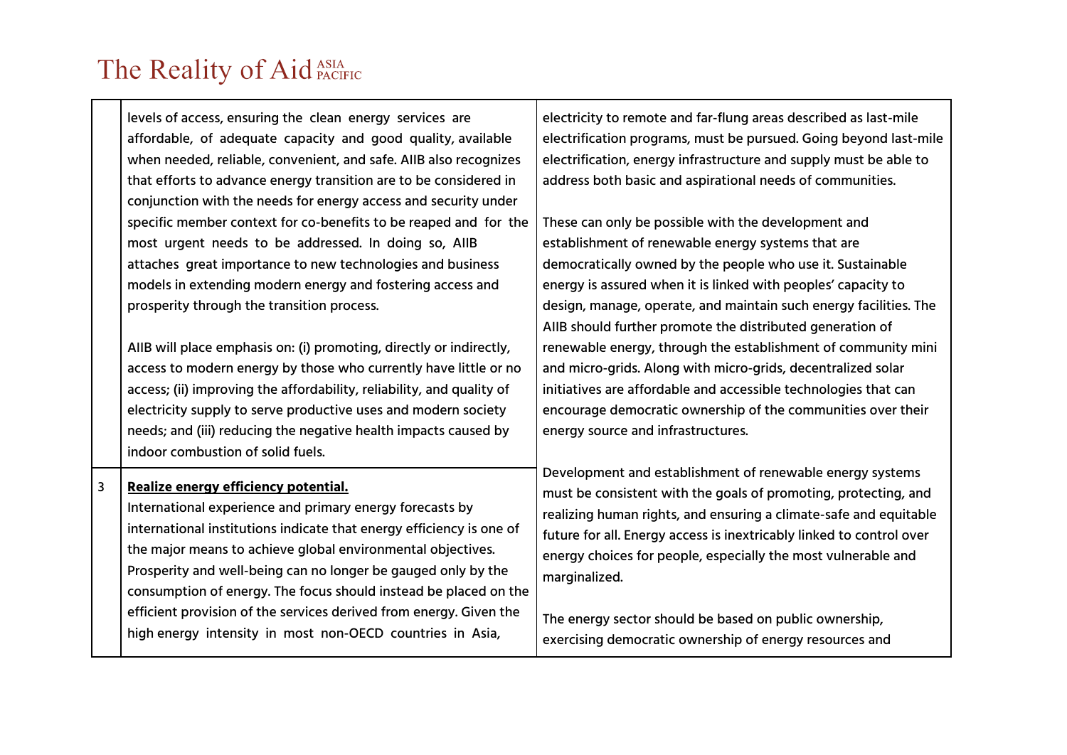| | | |
|---|---|---|
| | levels of access, ensuring the clean energy services are affordable, of adequate capacity and good quality, available when needed, reliable, convenient, and safe. AIIB also recognizes that efforts to advance energy transition are to be considered in conjunction with the needs for energy access and security under specific member context for co-benefits to be reaped and for the most urgent needs to be addressed. In doing so, AIIB attaches great importance to new technologies and business models in extending modern energy and fostering access and prosperity through the transition process.<br><br>AIIB will place emphasis on: (i) promoting, directly or indirectly, access to modern energy by those who currently have little or no access; (ii) improving the affordability, reliability, and quality of electricity supply to serve productive uses and modern society needs; and (iii) reducing the negative health impacts caused by indoor combustion of solid fuels. | electricity to remote and far-flung areas described as last-mile electrification programs, must be pursued. Going beyond last-mile electrification, energy infrastructure and supply must be able to address both basic and aspirational needs of communities.<br><br>These can only be possible with the development and establishment of renewable energy systems that are democratically owned by the people who use it. Sustainable energy is assured when it is linked with peoples' capacity to design, manage, operate, and maintain such energy facilities. The AIIB should further promote the distributed generation of renewable energy, through the establishment of community mini and micro-grids. Along with micro-grids, decentralized solar initiatives are affordable and accessible technologies that can encourage democratic ownership of the communities over their energy source and infrastructures.<br><br>Development and establishment of renewable energy systems must be consistent with the goals of promoting, protecting, and realizing human rights, and ensuring a climate-safe and equitable future for all. Energy access is inextricably linked to control over energy choices for people, especially the most vulnerable and marginalized.<br><br>The energy sector should be based on public ownership, exercising democratic ownership of energy resources and |
| 3 | **Realize energy efficiency potential.**<br>International experience and primary energy forecasts by international institutions indicate that energy efficiency is one of the major means to achieve global environmental objectives. Prosperity and well-being can no longer be gauged only by the consumption of energy. The focus should instead be placed on the efficient provision of the services derived from energy. Given the high energy intensity in most non-OECD countries in Asia, | |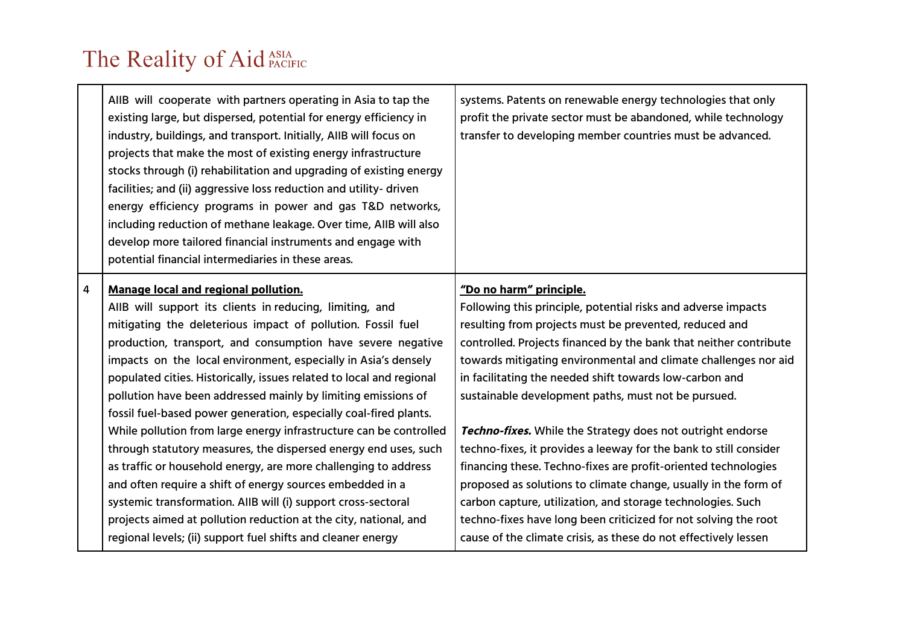| | | |
|---|---|---|
| | AIIB will cooperate with partners operating in Asia to tap the existing large, but dispersed, potential for energy efficiency in industry, buildings, and transport. Initially, AIIB will focus on projects that make the most of existing energy infrastructure stocks through (i) rehabilitation and upgrading of existing energy facilities; and (ii) aggressive loss reduction and utility- driven energy efficiency programs in power and gas T&D networks, including reduction of methane leakage. Over time, AIIB will also develop more tailored financial instruments and engage with potential financial intermediaries in these areas. | systems. Patents on renewable energy technologies that only profit the private sector must be abandoned, while technology transfer to developing member countries must be advanced. |
| 4 | **Manage local and regional pollution.**<br>AIIB will support its clients in reducing, limiting, and mitigating the deleterious impact of pollution. Fossil fuel production, transport, and consumption have severe negative impacts on the local environment, especially in Asia's densely populated cities. Historically, issues related to local and regional pollution have been addressed mainly by limiting emissions of fossil fuel-based power generation, especially coal-fired plants. While pollution from large energy infrastructure can be controlled through statutory measures, the dispersed energy end uses, such as traffic or household energy, are more challenging to address and often require a shift of energy sources embedded in a systemic transformation. AIIB will (i) support cross-sectoral projects aimed at pollution reduction at the city, national, and regional levels; (ii) support fuel shifts and cleaner energy | **"Do no harm" principle.**<br>Following this principle, potential risks and adverse impacts resulting from projects must be prevented, reduced and controlled. Projects financed by the bank that neither contribute towards mitigating environmental and climate challenges nor aid in facilitating the needed shift towards low-carbon and sustainable development paths, must not be pursued.<br><br>***Techno-fixes.*** While the Strategy does not outright endorse techno-fixes, it provides a leeway for the bank to still consider financing these. Techno-fixes are profit-oriented technologies proposed as solutions to climate change, usually in the form of carbon capture, utilization, and storage technologies. Such techno-fixes have long been criticized for not solving the root cause of the climate crisis, as these do not effectively lessen |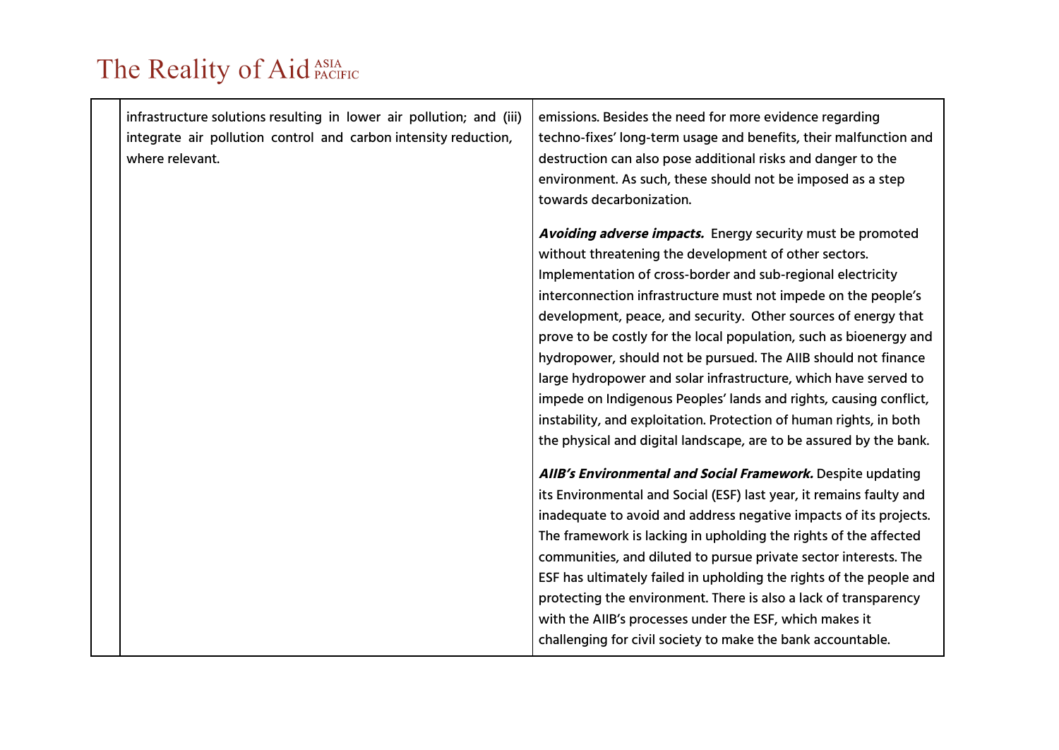|  | infrastructure solutions resulting in lower air pollution; and (iii) integrate air pollution control and carbon intensity reduction, where relevant. | emissions. Besides the need for more evidence regarding techno-fixes' long-term usage and benefits, their malfunction and destruction can also pose additional risks and danger to the environment. As such, these should not be imposed as a step towards decarbonization.<br><br>***Avoiding adverse impacts.*** Energy security must be promoted without threatening the development of other sectors. Implementation of cross-border and sub-regional electricity interconnection infrastructure must not impede on the people's development, peace, and security. Other sources of energy that prove to be costly for the local population, such as bioenergy and hydropower, should not be pursued. The AIIB should not finance large hydropower and solar infrastructure, which have served to impede on Indigenous Peoples' lands and rights, causing conflict, instability, and exploitation. Protection of human rights, in both the physical and digital landscape, are to be assured by the bank.<br><br>***AIIB's Environmental and Social Framework.*** Despite updating its Environmental and Social (ESF) last year, it remains faulty and inadequate to avoid and address negative impacts of its projects. The framework is lacking in upholding the rights of the affected communities, and diluted to pursue private sector interests. The ESF has ultimately failed in upholding the rights of the people and protecting the environment. There is also a lack of transparency with the AIIB's processes under the ESF, which makes it challenging for civil society to make the bank accountable. |
|---|---|---|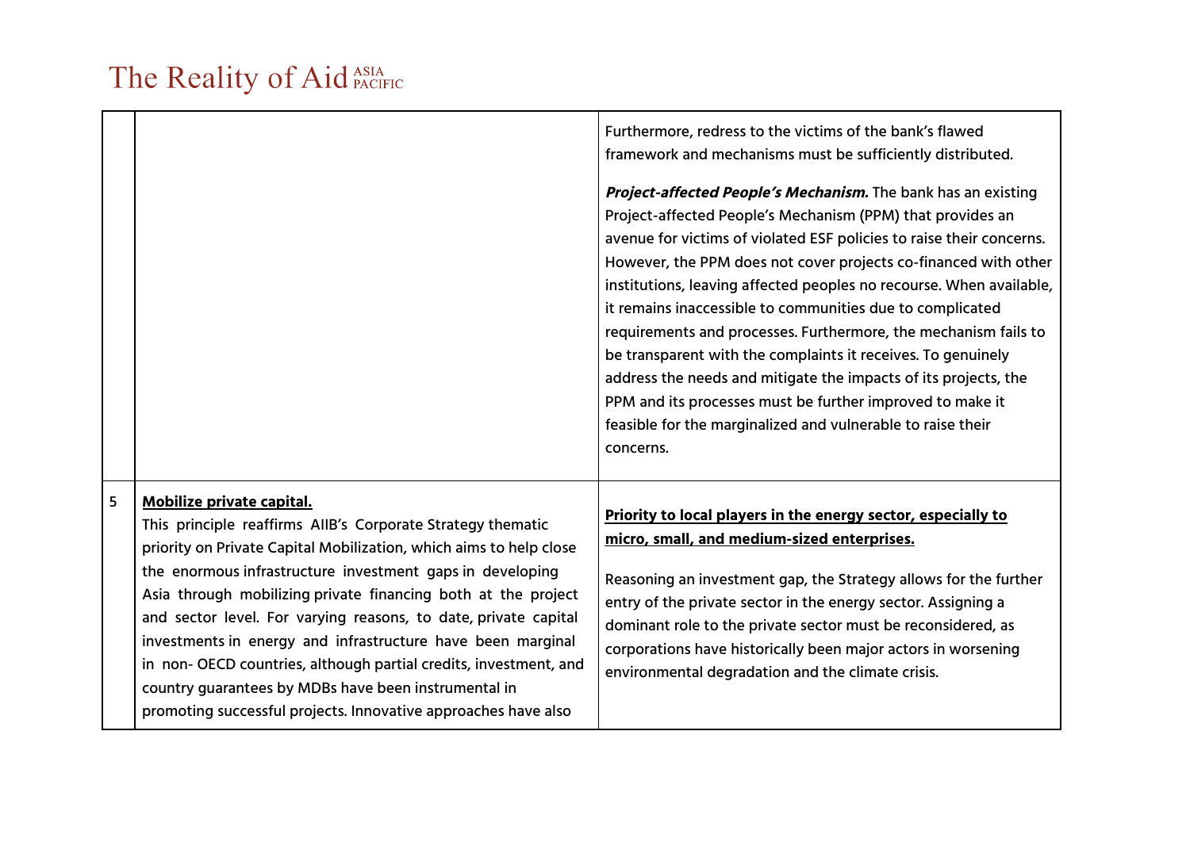| | | |
|---|---|---|
| | | Furthermore, redress to the victims of the bank's flawed framework and mechanisms must be sufficiently distributed.<br><br>***Project-affected People's Mechanism.*** The bank has an existing Project-affected People's Mechanism (PPM) that provides an avenue for victims of violated ESF policies to raise their concerns. However, the PPM does not cover projects co-financed with other institutions, leaving affected peoples no recourse. When available, it remains inaccessible to communities due to complicated requirements and processes. Furthermore, the mechanism fails to be transparent with the complaints it receives. To genuinely address the needs and mitigate the impacts of its projects, the PPM and its processes must be further improved to make it feasible for the marginalized and vulnerable to raise their concerns. |
| 5 | **Mobilize private capital.**<br>This principle reaffirms AIIB's Corporate Strategy thematic priority on Private Capital Mobilization, which aims to help close the enormous infrastructure investment gaps in developing Asia through mobilizing private financing both at the project and sector level. For varying reasons, to date, private capital investments in energy and infrastructure have been marginal in non- OECD countries, although partial credits, investment, and country guarantees by MDBs have been instrumental in promoting successful projects. Innovative approaches have also | **Priority to local players in the energy sector, especially to micro, small, and medium-sized enterprises.**<br><br>Reasoning an investment gap, the Strategy allows for the further entry of the private sector in the energy sector. Assigning a dominant role to the private sector must be reconsidered, as corporations have historically been major actors in worsening environmental degradation and the climate crisis. |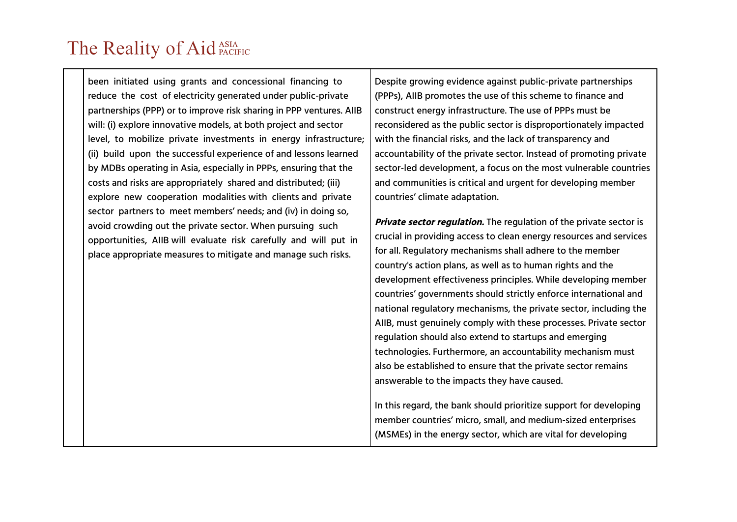| | | |
|---|---|---|
| | been initiated using grants and concessional financing to reduce the cost of electricity generated under public-private partnerships (PPP) or to improve risk sharing in PPP ventures. AIIB will: (i) explore innovative models, at both project and sector level, to mobilize private investments in energy infrastructure; (ii) build upon the successful experience of and lessons learned by MDBs operating in Asia, especially in PPPs, ensuring that the costs and risks are appropriately shared and distributed; (iii) explore new cooperation modalities with clients and private sector partners to meet members' needs; and (iv) in doing so, avoid crowding out the private sector. When pursuing such opportunities, AIIB will evaluate risk carefully and will put in place appropriate measures to mitigate and manage such risks. | Despite growing evidence against public-private partnerships (PPPs), AIIB promotes the use of this scheme to finance and construct energy infrastructure. The use of PPPs must be reconsidered as the public sector is disproportionately impacted with the financial risks, and the lack of transparency and accountability of the private sector. Instead of promoting private sector-led development, a focus on the most vulnerable countries and communities is critical and urgent for developing member countries' climate adaptation.<br><br>***Private sector regulation.*** The regulation of the private sector is crucial in providing access to clean energy resources and services for all. Regulatory mechanisms shall adhere to the member country's action plans, as well as to human rights and the development effectiveness principles. While developing member countries' governments should strictly enforce international and national regulatory mechanisms, the private sector, including the AIIB, must genuinely comply with these processes. Private sector regulation should also extend to startups and emerging technologies. Furthermore, an accountability mechanism must also be established to ensure that the private sector remains answerable to the impacts they have caused.<br><br>In this regard, the bank should prioritize support for developing member countries' micro, small, and medium-sized enterprises (MSMEs) in the energy sector, which are vital for developing |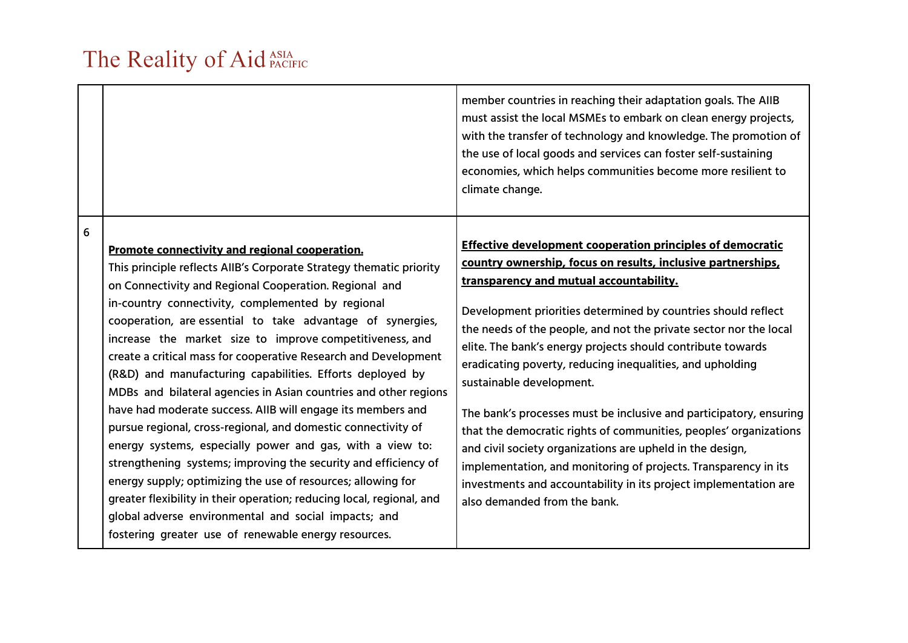| | | |
|---|---|---|
| | | member countries in reaching their adaptation goals. The AIIB must assist the local MSMEs to embark on clean energy projects, with the transfer of technology and knowledge. The promotion of the use of local goods and services can foster self-sustaining economies, which helps communities become more resilient to climate change. |
| 6 | **Promote connectivity and regional cooperation.** This principle reflects AIIB's Corporate Strategy thematic priority on Connectivity and Regional Cooperation. Regional and in-country connectivity, complemented by regional cooperation, are essential to take advantage of synergies, increase the market size to improve competitiveness, and create a critical mass for cooperative Research and Development (R&D) and manufacturing capabilities. Efforts deployed by MDBs and bilateral agencies in Asian countries and other regions have had moderate success. AIIB will engage its members and pursue regional, cross-regional, and domestic connectivity of energy systems, especially power and gas, with a view to: strengthening systems; improving the security and efficiency of energy supply; optimizing the use of resources; allowing for greater flexibility in their operation; reducing local, regional, and global adverse environmental and social impacts; and fostering greater use of renewable energy resources. | **Effective development cooperation principles of democratic country ownership, focus on results, inclusive partnerships, transparency and mutual accountability.** <br><br> Development priorities determined by countries should reflect the needs of the people, and not the private sector nor the local elite. The bank's energy projects should contribute towards eradicating poverty, reducing inequalities, and upholding sustainable development. <br><br> The bank's processes must be inclusive and participatory, ensuring that the democratic rights of communities, peoples' organizations and civil society organizations are upheld in the design, implementation, and monitoring of projects. Transparency in its investments and accountability in its project implementation are also demanded from the bank. |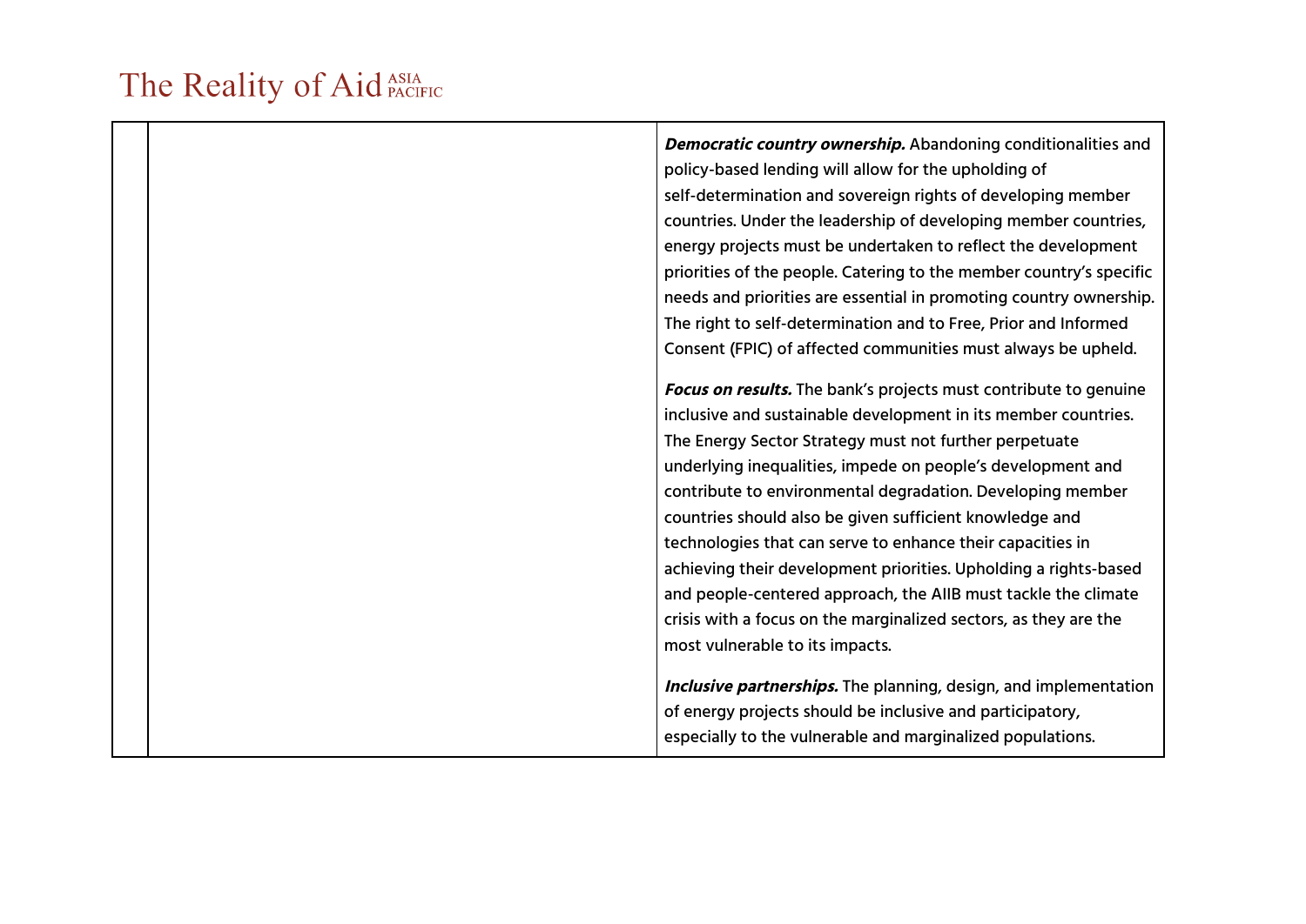| | | |
|---|---|---|
| | | ***Democratic country ownership.*** Abandoning conditionalities and policy-based lending will allow for the upholding of self-determination and sovereign rights of developing member countries. Under the leadership of developing member countries, energy projects must be undertaken to reflect the development priorities of the people. Catering to the member country's specific needs and priorities are essential in promoting country ownership. The right to self-determination and to Free, Prior and Informed Consent (FPIC) of affected communities must always be upheld.<br><br>***Focus on results.*** The bank's projects must contribute to genuine inclusive and sustainable development in its member countries. The Energy Sector Strategy must not further perpetuate underlying inequalities, impede on people's development and contribute to environmental degradation. Developing member countries should also be given sufficient knowledge and technologies that can serve to enhance their capacities in achieving their development priorities. Upholding a rights-based and people-centered approach, the AIIB must tackle the climate crisis with a focus on the marginalized sectors, as they are the most vulnerable to its impacts.<br><br>***Inclusive partnerships.*** The planning, design, and implementation of energy projects should be inclusive and participatory, especially to the vulnerable and marginalized populations. |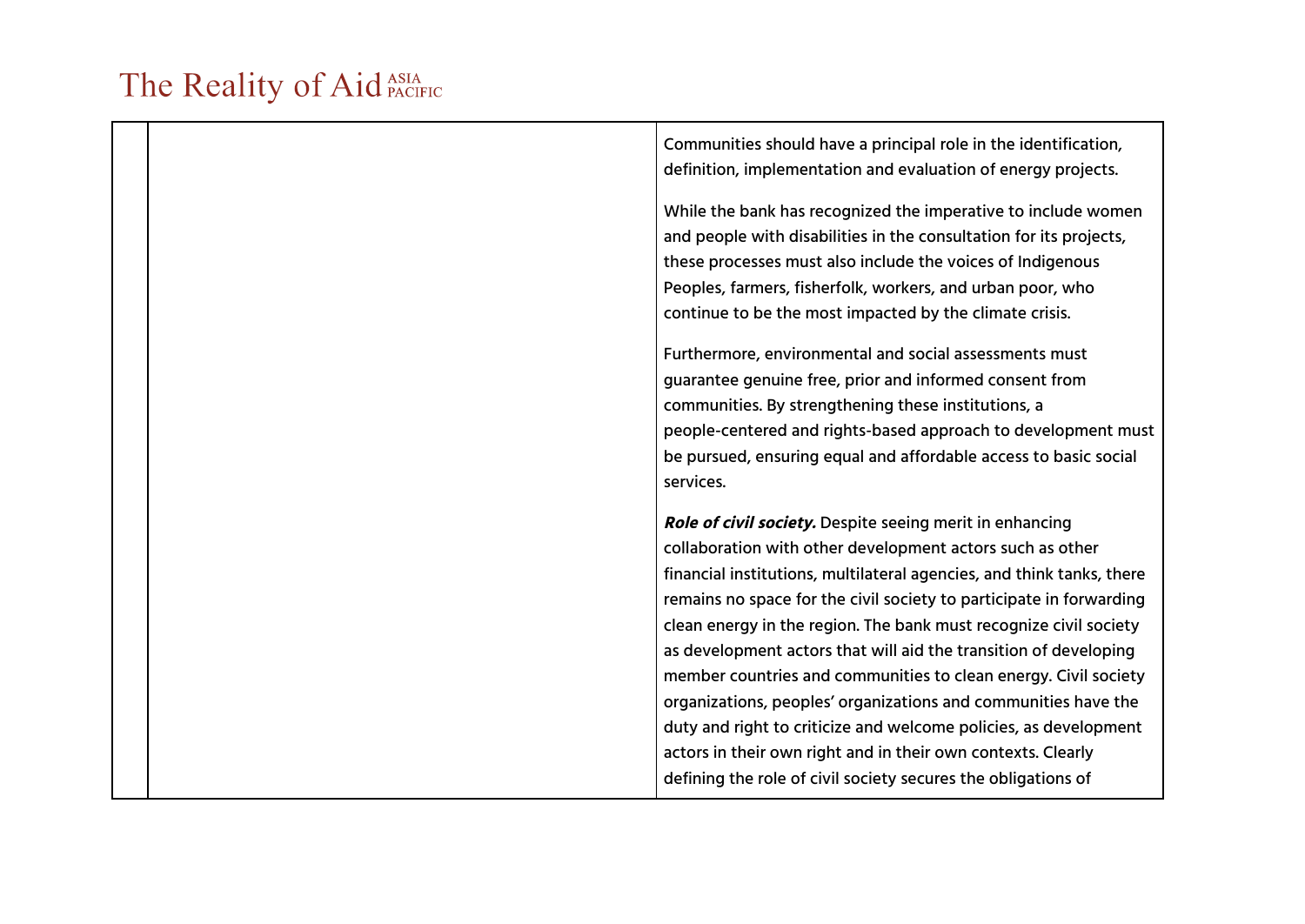| | | |
|---|---|---|
| | | Communities should have a principal role in the identification, definition, implementation and evaluation of energy projects.<br><br>While the bank has recognized the imperative to include women and people with disabilities in the consultation for its projects, these processes must also include the voices of Indigenous Peoples, farmers, fisherfolk, workers, and urban poor, who continue to be the most impacted by the climate crisis.<br><br>Furthermore, environmental and social assessments must guarantee genuine free, prior and informed consent from communities. By strengthening these institutions, a people-centered and rights-based approach to development must be pursued, ensuring equal and affordable access to basic social services.<br><br>***Role of civil society.*** Despite seeing merit in enhancing collaboration with other development actors such as other financial institutions, multilateral agencies, and think tanks, there remains no space for the civil society to participate in forwarding clean energy in the region. The bank must recognize civil society as development actors that will aid the transition of developing member countries and communities to clean energy. Civil society organizations, peoples' organizations and communities have the duty and right to criticize and welcome policies, as development actors in their own right and in their own contexts. Clearly defining the role of civil society secures the obligations of |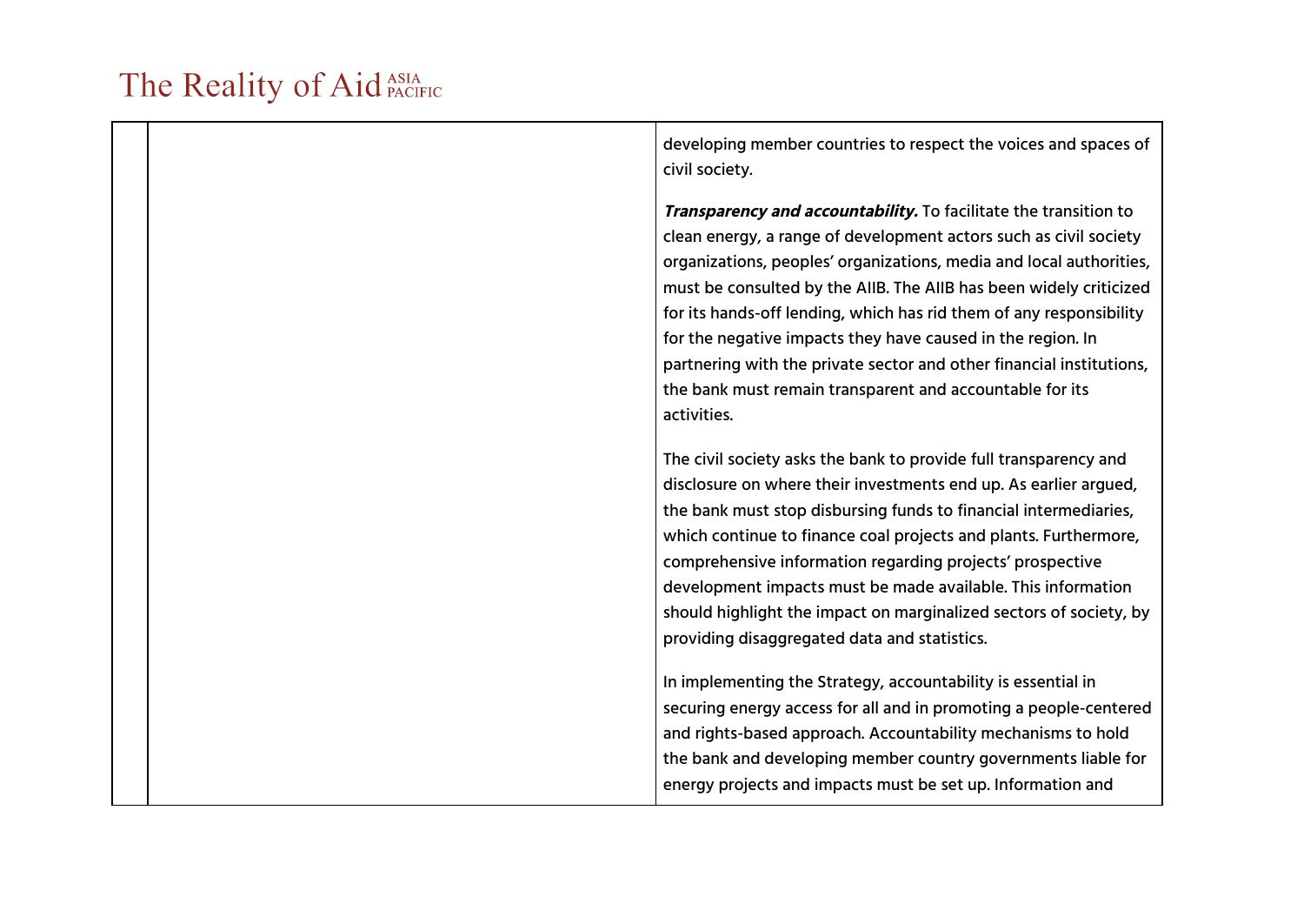| | | |
|---|---|---|
| | | developing member countries to respect the voices and spaces of civil society.<br><br>***Transparency and accountability.*** To facilitate the transition to clean energy, a range of development actors such as civil society organizations, peoples' organizations, media and local authorities, must be consulted by the AIIB. The AIIB has been widely criticized for its hands-off lending, which has rid them of any responsibility for the negative impacts they have caused in the region. In partnering with the private sector and other financial institutions, the bank must remain transparent and accountable for its activities.<br><br>The civil society asks the bank to provide full transparency and disclosure on where their investments end up. As earlier argued, the bank must stop disbursing funds to financial intermediaries, which continue to finance coal projects and plants. Furthermore, comprehensive information regarding projects' prospective development impacts must be made available. This information should highlight the impact on marginalized sectors of society, by providing disaggregated data and statistics.<br><br>In implementing the Strategy, accountability is essential in securing energy access for all and in promoting a people-centered and rights-based approach. Accountability mechanisms to hold the bank and developing member country governments liable for energy projects and impacts must be set up. Information and |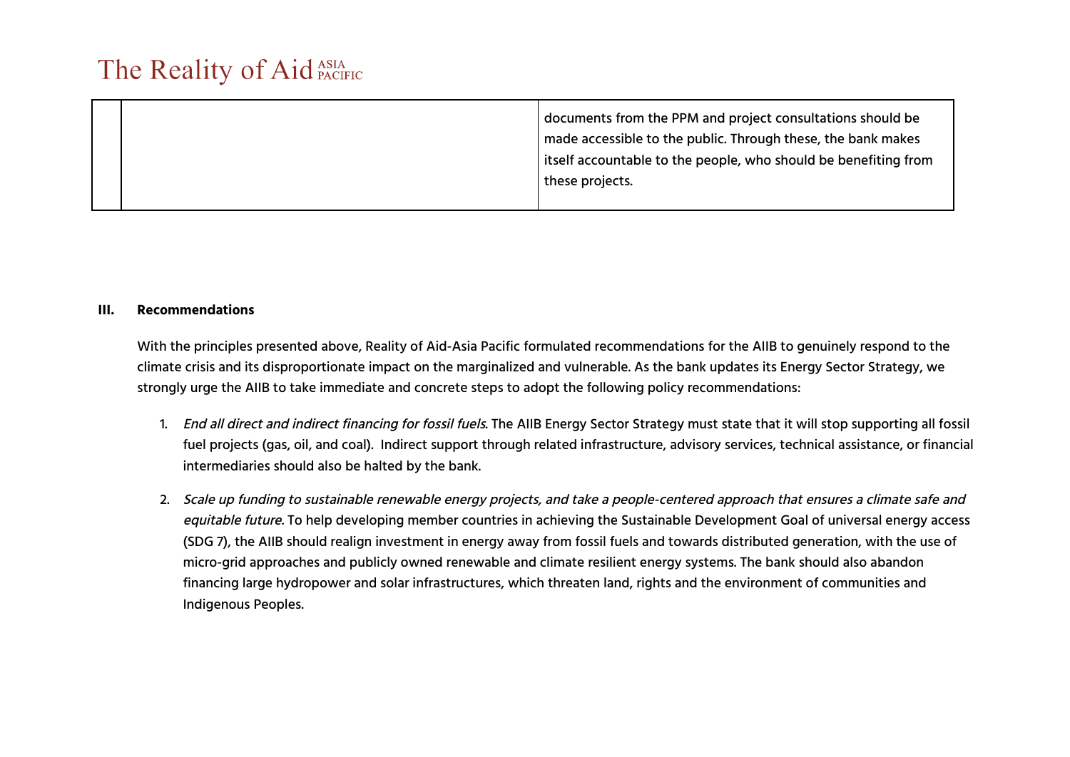|  |  | documents from the PPM and project consultations should be made accessible to the public. Through these, the bank makes itself accountable to the people, who should be benefiting from these projects. |
|---|---|---|

## III. Recommendations

With the principles presented above, Reality of Aid-Asia Pacific formulated recommendations for the AIIB to genuinely respond to the climate crisis and its disproportionate impact on the marginalized and vulnerable. As the bank updates its Energy Sector Strategy, we strongly urge the AIIB to take immediate and concrete steps to adopt the following policy recommendations:

1. *End all direct and indirect financing for fossil fuels*. The AIIB Energy Sector Strategy must state that it will stop supporting all fossil fuel projects (gas, oil, and coal). Indirect support through related infrastructure, advisory services, technical assistance, or financial intermediaries should also be halted by the bank.

2. *Scale up funding to sustainable renewable energy projects, and take a people-centered approach that ensures a climate safe and equitable future.* To help developing member countries in achieving the Sustainable Development Goal of universal energy access (SDG 7), the AIIB should realign investment in energy away from fossil fuels and towards distributed generation, with the use of micro-grid approaches and publicly owned renewable and climate resilient energy systems. The bank should also abandon financing large hydropower and solar infrastructures, which threaten land, rights and the environment of communities and Indigenous Peoples.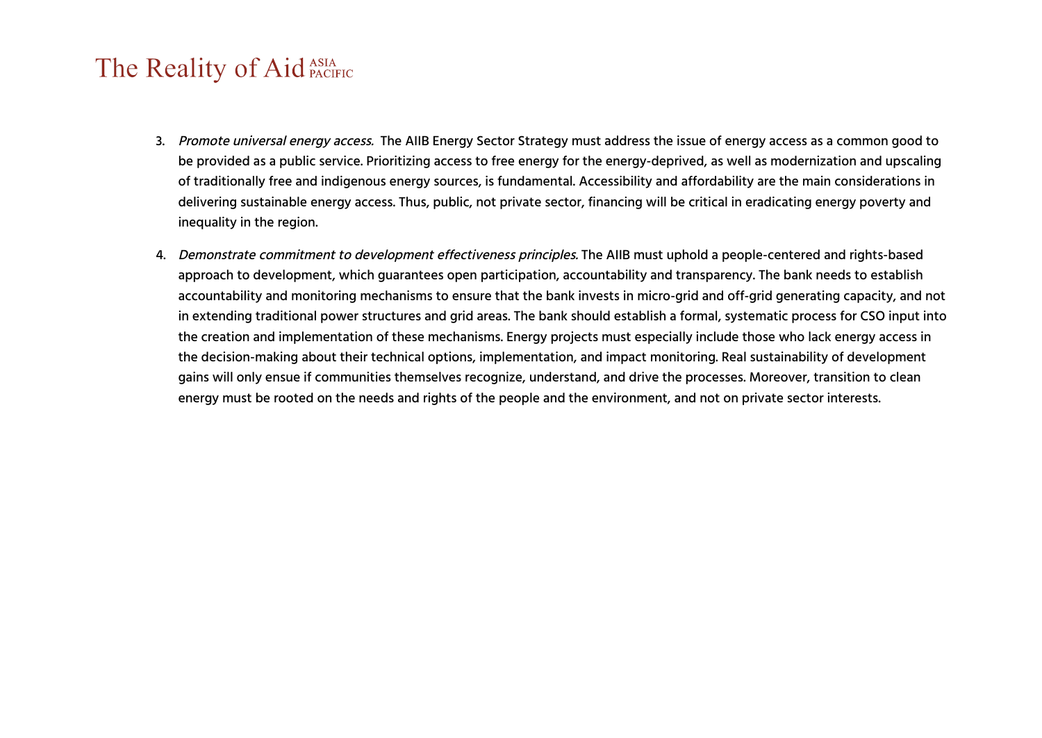3. *Promote universal energy access.* The AIIB Energy Sector Strategy must address the issue of energy access as a common good to be provided as a public service. Prioritizing access to free energy for the energy-deprived, as well as modernization and upscaling of traditionally free and indigenous energy sources, is fundamental. Accessibility and affordability are the main considerations in delivering sustainable energy access. Thus, public, not private sector, financing will be critical in eradicating energy poverty and inequality in the region.

4. *Demonstrate commitment to development effectiveness principles.* The AIIB must uphold a people-centered and rights-based approach to development, which guarantees open participation, accountability and transparency. The bank needs to establish accountability and monitoring mechanisms to ensure that the bank invests in micro-grid and off-grid generating capacity, and not in extending traditional power structures and grid areas. The bank should establish a formal, systematic process for CSO input into the creation and implementation of these mechanisms. Energy projects must especially include those who lack energy access in the decision-making about their technical options, implementation, and impact monitoring. Real sustainability of development gains will only ensue if communities themselves recognize, understand, and drive the processes. Moreover, transition to clean energy must be rooted on the needs and rights of the people and the environment, and not on private sector interests.